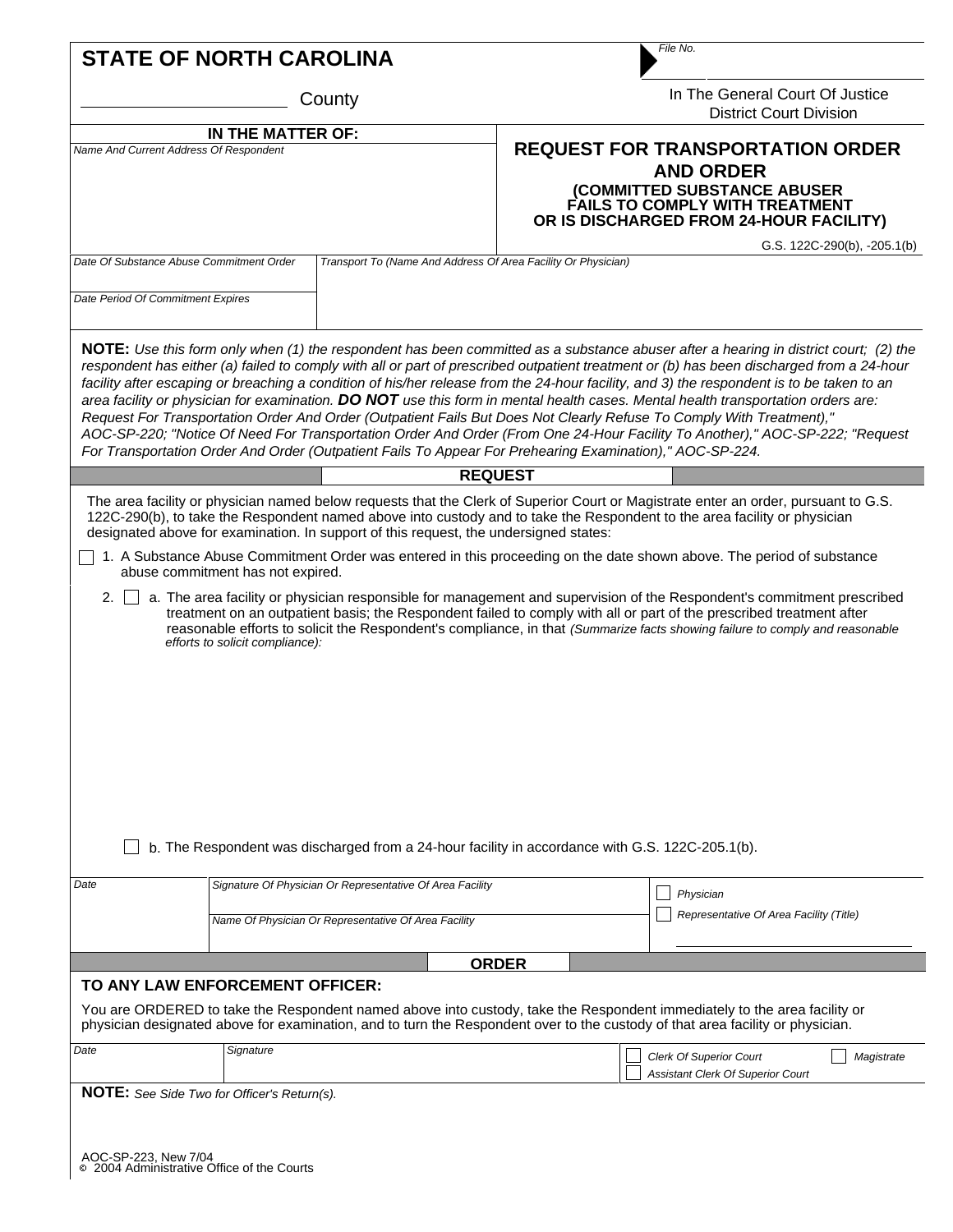# STATE OF NORTH CAROLINA

_______________ County

*File No.*

In The General Court Of Justice
District Court Division

**IN THE MATTER OF:**

*Name And Current Address Of Respondent*

## REQUEST FOR TRANSPORTATION ORDER AND ORDER

### (COMMITTED SUBSTANCE ABUSER FAILS TO COMPLY WITH TREATMENT OR IS DISCHARGED FROM 24-HOUR FACILITY)

G.S. 122C-290(b), -205.1(b)

| *Date Of Substance Abuse Commitment Order* | *Transport To (Name And Address Of Area Facility Or Physician)* |
|---|---|
| *Date Period Of Commitment Expires* | |

**NOTE:** *Use this form only when (1) the respondent has been committed as a substance abuser after a hearing in district court; (2) the respondent has either (a) failed to comply with all or part of prescribed outpatient treatment or (b) has been discharged from a 24-hour facility after escaping or breaching a condition of his/her release from the 24-hour facility, and 3) the respondent is to be taken to an area facility or physician for examination.* ***DO NOT*** *use this form in mental health cases. Mental health transportation orders are: Request For Transportation Order And Order (Outpatient Fails But Does Not Clearly Refuse To Comply With Treatment)," AOC-SP-220; "Notice Of Need For Transportation Order And Order (From One 24-Hour Facility To Another)," AOC-SP-222; "Request For Transportation Order And Order (Outpatient Fails To Appear For Prehearing Examination)," AOC-SP-224.*

## REQUEST

The area facility or physician named below requests that the Clerk of Superior Court or Magistrate enter an order, pursuant to G.S. 122C-290(b), to take the Respondent named above into custody and to take the Respondent to the area facility or physician designated above for examination. In support of this request, the undersigned states:

☐ 1. A Substance Abuse Commitment Order was entered in this proceeding on the date shown above. The period of substance abuse commitment has not expired.

2. ☐ a. The area facility or physician responsible for management and supervision of the Respondent's commitment prescribed treatment on an outpatient basis; the Respondent failed to comply with all or part of the prescribed treatment after reasonable efforts to solicit the Respondent's compliance, in that *(Summarize facts showing failure to comply and reasonable efforts to solicit compliance):*

☐ b. The Respondent was discharged from a 24-hour facility in accordance with G.S. 122C-205.1(b).

| *Date* | *Signature Of Physician Or Representative Of Area Facility* | ☐ *Physician* |
|---|---|---|
| | *Name Of Physician Or Representative Of Area Facility* | ☐ *Representative Of Area Facility (Title)* |

## ORDER

**TO ANY LAW ENFORCEMENT OFFICER:**

You are ORDERED to take the Respondent named above into custody, take the Respondent immediately to the area facility or physician designated above for examination, and to turn the Respondent over to the custody of that area facility or physician.

| *Date* | *Signature* | ☐ *Clerk Of Superior Court* ☐ *Magistrate* ☐ *Assistant Clerk Of Superior Court* |
|---|---|---|

**NOTE:** *See Side Two for Officer's Return(s).*

AOC-SP-223, New 7/04
© 2004 Administrative Office of the Courts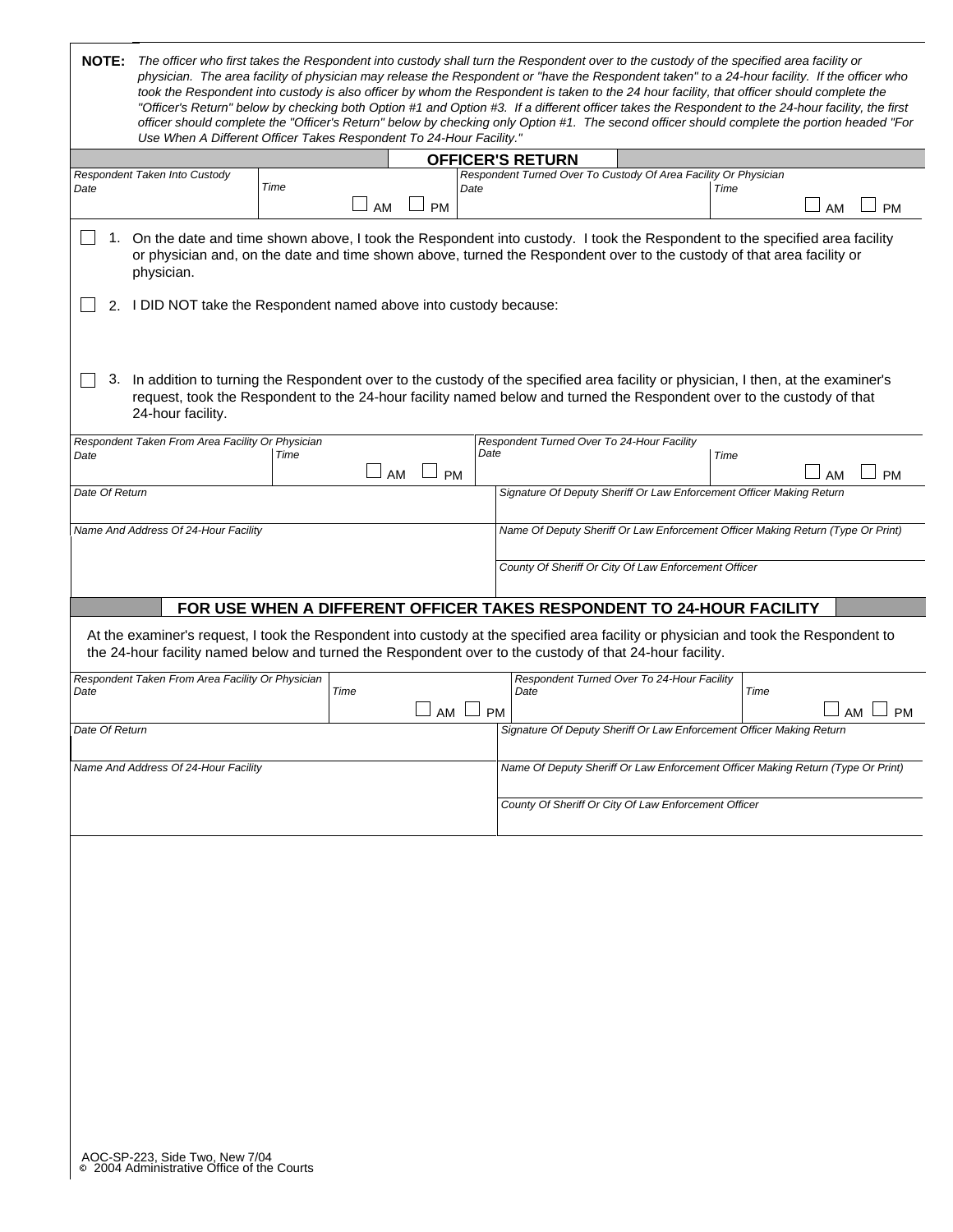**NOTE:** *The officer who first takes the Respondent into custody shall turn the Respondent over to the custody of the specified area facility or physician. The area facility of physician may release the Respondent or "have the Respondent taken" to a 24-hour facility. If the officer who took the Respondent into custody is also officer by whom the Respondent is taken to the 24 hour facility, that officer should complete the "Officer's Return" below by checking both Option #1 and Option #3. If a different officer takes the Respondent to the 24-hour facility, the first officer should complete the "Officer's Return" below by checking only Option #1. The second officer should complete the portion headed "For Use When A Different Officer Takes Respondent To 24-Hour Facility."*

## OFFICER'S RETURN

| Respondent Taken Into Custody Date | Time | Respondent Turned Over To Custody Of Area Facility Or Physician Date | Time |
|---|---|---|---|
| | ☐ AM ☐ PM | | ☐ AM ☐ PM |

☐ 1. On the date and time shown above, I took the Respondent into custody. I took the Respondent to the specified area facility or physician and, on the date and time shown above, turned the Respondent over to the custody of that area facility or physician.

☐ 2. I DID NOT take the Respondent named above into custody because:

☐ 3. In addition to turning the Respondent over to the custody of the specified area facility or physician, I then, at the examiner's request, took the Respondent to the 24-hour facility named below and turned the Respondent over to the custody of that 24-hour facility.

| Respondent Taken From Area Facility Or Physician Date | Time | Respondent Turned Over To 24-Hour Facility Date | Time |
|---|---|---|---|
| | ☐ AM ☐ PM | | ☐ AM ☐ PM |

| | |
|---|---|
| *Date Of Return* | *Signature Of Deputy Sheriff Or Law Enforcement Officer Making Return* |
| *Name And Address Of 24-Hour Facility* | *Name Of Deputy Sheriff Or Law Enforcement Officer Making Return (Type Or Print)* |
| | *County Of Sheriff Or City Of Law Enforcement Officer* |

## FOR USE WHEN A DIFFERENT OFFICER TAKES RESPONDENT TO 24-HOUR FACILITY

At the examiner's request, I took the Respondent into custody at the specified area facility or physician and took the Respondent to the 24-hour facility named below and turned the Respondent over to the custody of that 24-hour facility.

| Respondent Taken From Area Facility Or Physician Date | Time | Respondent Turned Over To 24-Hour Facility Date | Time |
|---|---|---|---|
| | ☐ AM ☐ PM | | ☐ AM ☐ PM |

| | |
|---|---|
| *Date Of Return* | *Signature Of Deputy Sheriff Or Law Enforcement Officer Making Return* |
| *Name And Address Of 24-Hour Facility* | *Name Of Deputy Sheriff Or Law Enforcement Officer Making Return (Type Or Print)* |
| | *County Of Sheriff Or City Of Law Enforcement Officer* |

AOC-SP-223, Side Two, New 7/04
© 2004 Administrative Office of the Courts